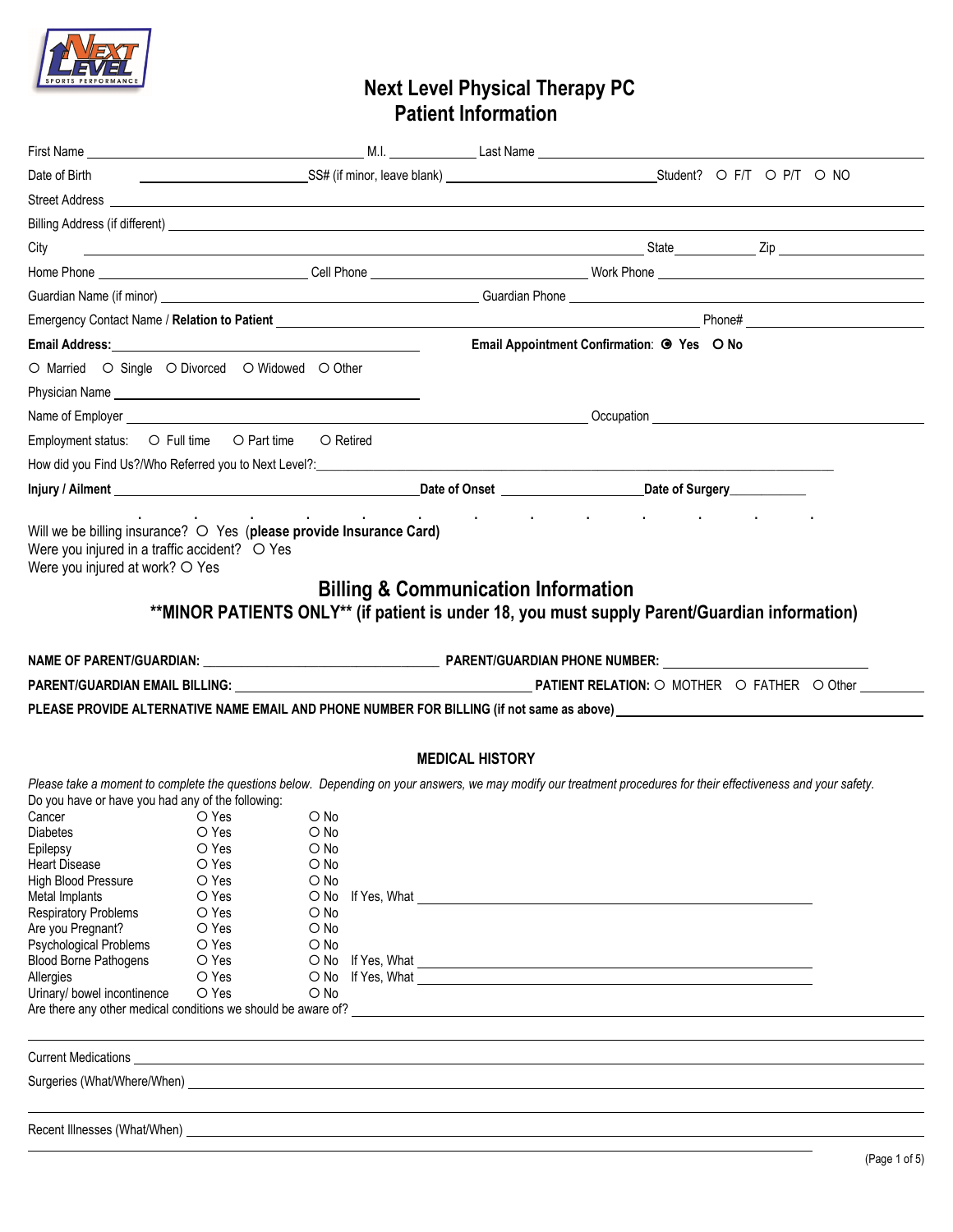# Next Level Physical Therapy PC
## Patient Information

First Name ______________________ M.I. __________ Last Name ______________________

Date of Birth ______________________ SS# (if minor, leave blank) ______________________ Student? ○ F/T ○ P/T ○ NO

Street Address ____________________________________________

Billing Address (if different) ____________________________________________

City ______________________ State __________ Zip __________

Home Phone ______________________ Cell Phone ______________________ Work Phone ______________________

Guardian Name (if minor) ______________________ Guardian Phone ______________________

Emergency Contact Name / **Relation to Patient** ______________________ Phone# ______________________

**Email Address:** ______________________ **Email Appointment Confirmation**: ◉ **Yes** ○ **No**

○ Married ○ Single ○ Divorced ○ Widowed ○ Other

Physician Name ______________________

Name of Employer ______________________ Occupation ______________________

Employment status: ○ Full time ○ Part time ○ Retired

How did you Find Us?/Who Referred you to Next Level?: ______________________

**Injury / Ailment** ______________________ **Date of Onset** ______________________ **Date of Surgery** ______________________

Will we be billing insurance? ○ Yes (**please provide Insurance Card**)
Were you injured in a traffic accident? ○ Yes
Were you injured at work? ○ Yes

## Billing & Communication Information

### **MINOR PATIENTS ONLY** (if patient is under 18, you must supply Parent/Guardian information)

**NAME OF PARENT/GUARDIAN:** ______________________ **PARENT/GUARDIAN PHONE NUMBER:** ______________________

**PARENT/GUARDIAN EMAIL BILLING:** ______________________ **PATIENT RELATION:** ○ MOTHER ○ FATHER ○ Other __________

**PLEASE PROVIDE ALTERNATIVE NAME EMAIL AND PHONE NUMBER FOR BILLING (if not same as above)** ______________________

## MEDICAL HISTORY

*Please take a moment to complete the questions below. Depending on your answers, we may modify our treatment procedures for their effectiveness and your safety.*

Do you have or have you had any of the following:

| Condition | Yes | No | |
|---|---|---|---|
| Cancer | ○ Yes | ○ No | |
| Diabetes | ○ Yes | ○ No | |
| Epilepsy | ○ Yes | ○ No | |
| Heart Disease | ○ Yes | ○ No | |
| High Blood Pressure | ○ Yes | ○ No | |
| Metal Implants | ○ Yes | ○ No | If Yes, What ______________________ |
| Respiratory Problems | ○ Yes | ○ No | |
| Are you Pregnant? | ○ Yes | ○ No | |
| Psychological Problems | ○ Yes | ○ No | |
| Blood Borne Pathogens | ○ Yes | ○ No | If Yes, What ______________________ |
| Allergies | ○ Yes | ○ No | If Yes, What ______________________ |
| Urinary/ bowel incontinence | ○ Yes | ○ No | |

Are there any other medical conditions we should be aware of? ______________________

Current Medications ______________________

Surgeries (What/Where/When) ______________________

Recent Illnesses (What/When) ______________________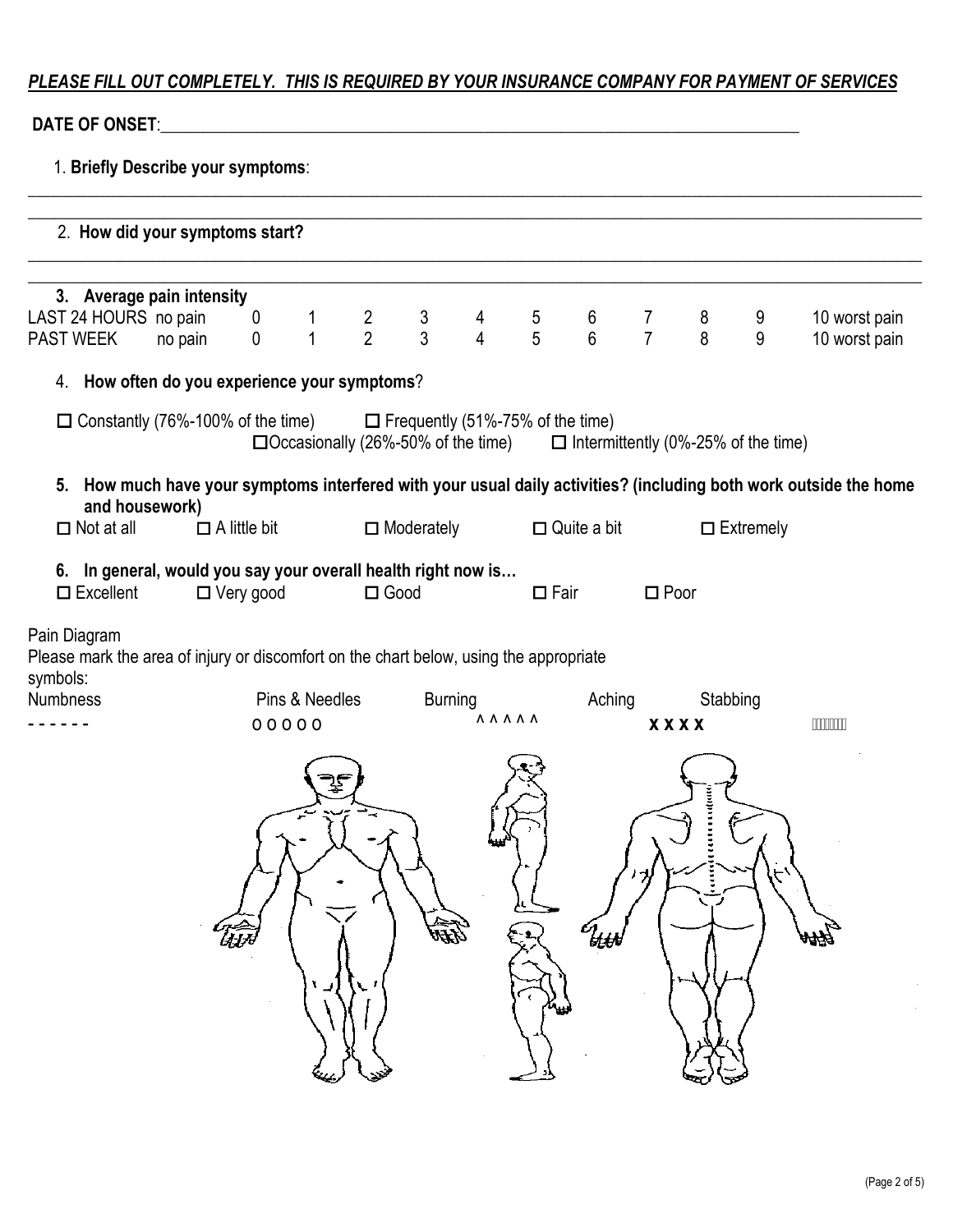***PLEASE FILL OUT COMPLETELY. THIS IS REQUIRED BY YOUR INSURANCE COMPANY FOR PAYMENT OF SERVICES***

**DATE OF ONSET**:\_\_\_\_\_\_\_\_\_\_\_\_\_\_\_\_\_\_\_\_\_\_\_\_\_\_\_\_\_\_\_\_\_\_\_\_\_\_\_\_\_\_\_\_\_\_\_\_\_\_\_\_\_\_\_\_\_\_\_\_

1. **Briefly Describe your symptoms**:

\_\_\_\_\_\_\_\_\_\_\_\_\_\_\_\_\_\_\_\_\_\_\_\_\_\_\_\_\_\_\_\_\_\_\_\_\_\_\_\_\_\_\_\_\_\_\_\_\_\_\_\_\_\_\_\_\_\_\_\_\_\_\_\_\_\_\_\_\_\_\_\_\_\_\_\_\_\_

\_\_\_\_\_\_\_\_\_\_\_\_\_\_\_\_\_\_\_\_\_\_\_\_\_\_\_\_\_\_\_\_\_\_\_\_\_\_\_\_\_\_\_\_\_\_\_\_\_\_\_\_\_\_\_\_\_\_\_\_\_\_\_\_\_\_\_\_\_\_\_\_\_\_\_\_\_\_

2. **How did your symptoms start?**

\_\_\_\_\_\_\_\_\_\_\_\_\_\_\_\_\_\_\_\_\_\_\_\_\_\_\_\_\_\_\_\_\_\_\_\_\_\_\_\_\_\_\_\_\_\_\_\_\_\_\_\_\_\_\_\_\_\_\_\_\_\_\_\_\_\_\_\_\_\_\_\_\_\_\_\_\_\_

\_\_\_\_\_\_\_\_\_\_\_\_\_\_\_\_\_\_\_\_\_\_\_\_\_\_\_\_\_\_\_\_\_\_\_\_\_\_\_\_\_\_\_\_\_\_\_\_\_\_\_\_\_\_\_\_\_\_\_\_\_\_\_\_\_\_\_\_\_\_\_\_\_\_\_\_\_\_

3. **Average pain intensity**

| | | | | | | | | | | | | |
|---|---|---|---|---|---|---|---|---|---|---|---|---|
| LAST 24 HOURS | no pain | 0 | 1 | 2 | 3 | 4 | 5 | 6 | 7 | 8 | 9 | 10 worst pain |
| PAST WEEK | no pain | 0 | 1 | 2 | 3 | 4 | 5 | 6 | 7 | 8 | 9 | 10 worst pain |

4. **How often do you experience your symptoms**?

☐ Constantly (76%-100% of the time) ☐ Frequently (51%-75% of the time) ☐ Occasionally (26%-50% of the time) ☐ Intermittently (0%-25% of the time)

5. **How much have your symptoms interfered with your usual daily activities? (including both work outside the home and housework)**

☐ Not at all ☐ A little bit ☐ Moderately ☐ Quite a bit ☐ Extremely

6. **In general, would you say your overall health right now is…**

☐ Excellent ☐ Very good ☐ Good ☐ Fair ☐ Poor

Pain Diagram

Please mark the area of injury or discomfort on the chart below, using the appropriate symbols:

| Numbness | Pins & Needles | Burning | Aching | Stabbing |
|---|---|---|---|---|
| - - - - - - | o o o o o | ^ ^ ^ ^ ^ | X X X X | ///////// |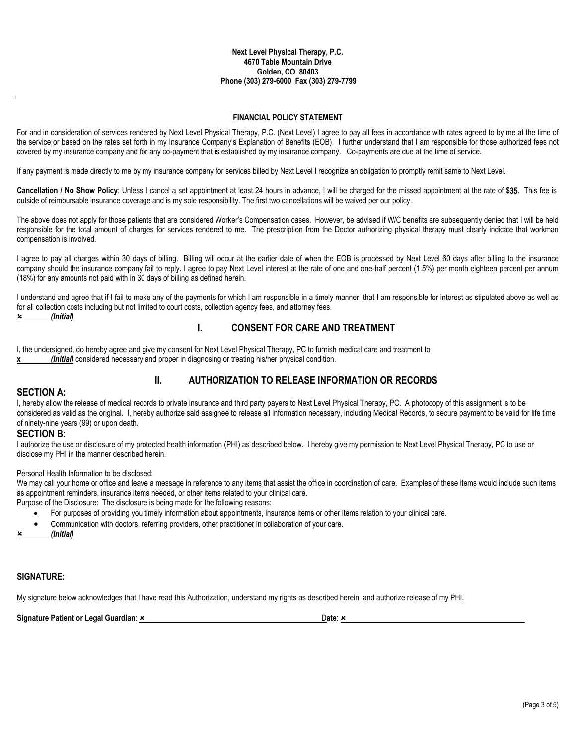**Next Level Physical Therapy, P.C.**
**4670 Table Mountain Drive**
**Golden, CO 80403**
**Phone (303) 279-6000 Fax (303) 279-7799**

---

**FINANCIAL POLICY STATEMENT**

For and in consideration of services rendered by Next Level Physical Therapy, P.C. (Next Level) I agree to pay all fees in accordance with rates agreed to by me at the time of the service or based on the rates set forth in my Insurance Company's Explanation of Benefits (EOB). I further understand that I am responsible for those authorized fees not covered by my insurance company and for any co-payment that is established by my insurance company. Co-payments are due at the time of service.

If any payment is made directly to me by my insurance company for services billed by Next Level I recognize an obligation to promptly remit same to Next Level.

**Cancellation / No Show Policy**: Unless I cancel a set appointment at least 24 hours in advance, I will be charged for the missed appointment at the rate of **$35**. This fee is outside of reimbursable insurance coverage and is my sole responsibility. The first two cancellations will be waived per our policy.

The above does not apply for those patients that are considered Worker's Compensation cases. However, be advised if W/C benefits are subsequently denied that I will be held responsible for the total amount of charges for services rendered to me. The prescription from the Doctor authorizing physical therapy must clearly indicate that workman compensation is involved.

I agree to pay all charges within 30 days of billing. Billing will occur at the earlier date of when the EOB is processed by Next Level 60 days after billing to the insurance company should the insurance company fail to reply. I agree to pay Next Level interest at the rate of one and one-half percent (1.5%) per month eighteen percent per annum (18%) for any amounts not paid with in 30 days of billing as defined herein.

I understand and agree that if I fail to make any of the payments for which I am responsible in a timely manner, that I am responsible for interest as stipulated above as well as for all collection costs including but not limited to court costs, collection agency fees, and attorney fees.

x ________ ***(Initial)***

## I. CONSENT FOR CARE AND TREATMENT

I, the undersigned, do hereby agree and give my consent for Next Level Physical Therapy, PC to furnish medical care and treatment to x ________ ***(Initial)*** considered necessary and proper in diagnosing or treating his/her physical condition.

## II. AUTHORIZATION TO RELEASE INFORMATION OR RECORDS

### SECTION A:

I, hereby allow the release of medical records to private insurance and third party payers to Next Level Physical Therapy, PC. A photocopy of this assignment is to be considered as valid as the original. I, hereby authorize said assignee to release all information necessary, including Medical Records, to secure payment to be valid for life time of ninety-nine years (99) or upon death.

### SECTION B:

I authorize the use or disclosure of my protected health information (PHI) as described below. I hereby give my permission to Next Level Physical Therapy, PC to use or disclose my PHI in the manner described herein.

Personal Health Information to be disclosed:

We may call your home or office and leave a message in reference to any items that assist the office in coordination of care. Examples of these items would include such items as appointment reminders, insurance items needed, or other items related to your clinical care.

Purpose of the Disclosure: The disclosure is being made for the following reasons:

- For purposes of providing you timely information about appointments, insurance items or other items relation to your clinical care.
- Communication with doctors, referring providers, other practitioner in collaboration of your care.

x ________ ***(Initial)***

**SIGNATURE:**

My signature below acknowledges that I have read this Authorization, understand my rights as described herein, and authorize release of my PHI.

**Signature Patient or Legal Guardian**: x ______________________________ Date: x ______________________________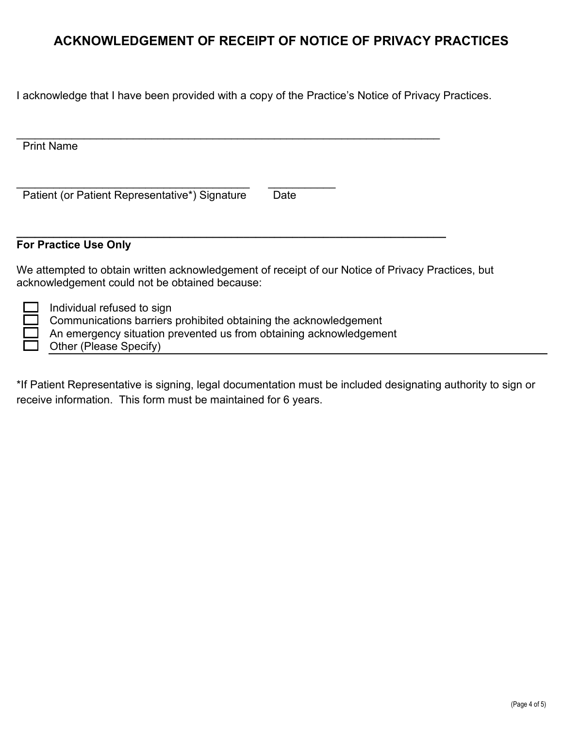# ACKNOWLEDGEMENT OF RECEIPT OF NOTICE OF PRIVACY PRACTICES

I acknowledge that I have been provided with a copy of the Practice's Notice of Privacy Practices.

______________________________________________________________________
Print Name

______________________________________ ___________
Patient (or Patient Representative*) Signature Date

---

**For Practice Use Only**

We attempted to obtain written acknowledgement of receipt of our Notice of Privacy Practices, but acknowledgement could not be obtained because:

- ☐ Individual refused to sign
- ☐ Communications barriers prohibited obtaining the acknowledgement
- ☐ An emergency situation prevented us from obtaining acknowledgement
- ☐ Other (Please Specify) ______________________________________________________________

*If Patient Representative is signing, legal documentation must be included designating authority to sign or receive information. This form must be maintained for 6 years.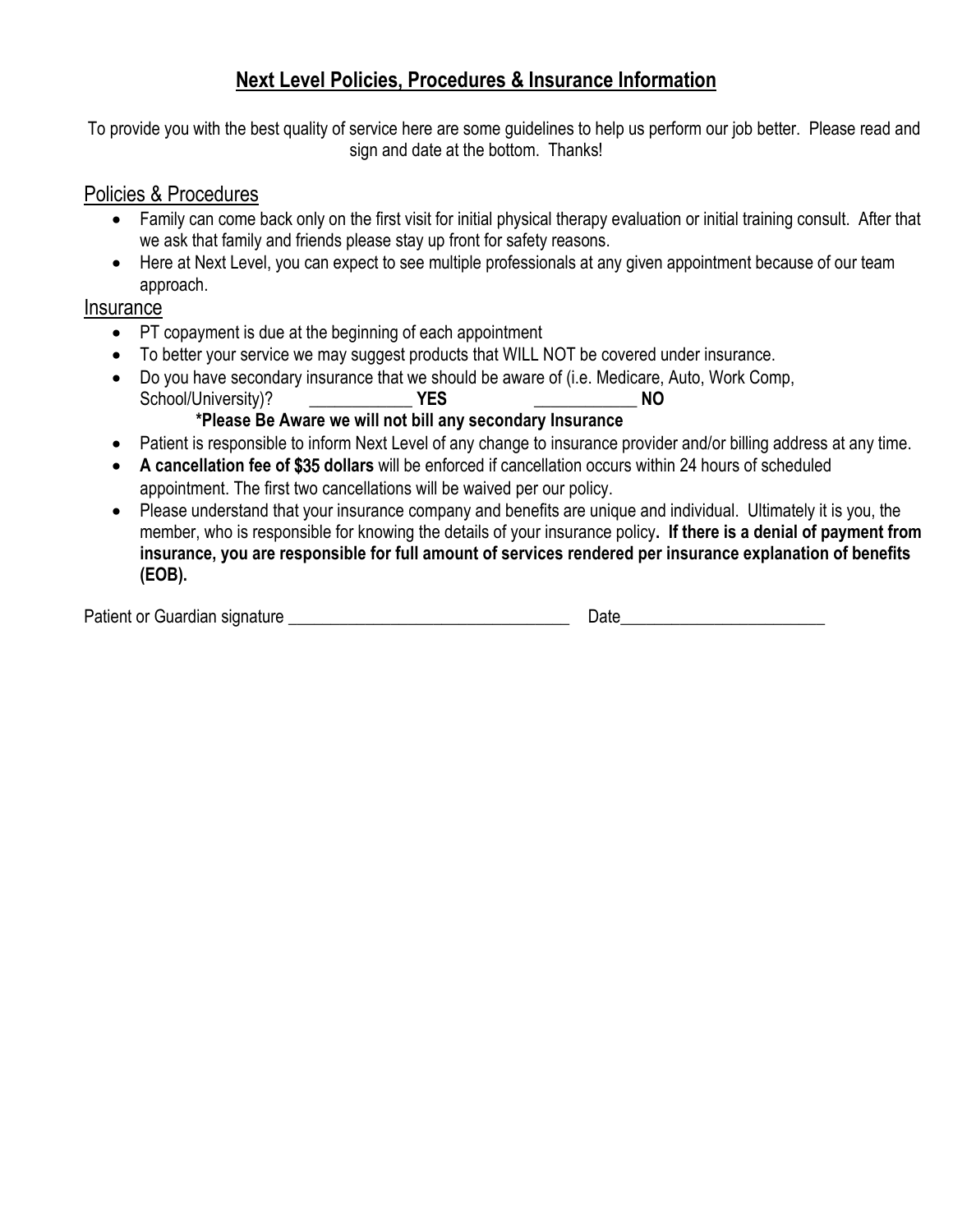# Next Level Policies, Procedures & Insurance Information

To provide you with the best quality of service here are some guidelines to help us perform our job better. Please read and sign and date at the bottom. Thanks!

## Policies & Procedures

- Family can come back only on the first visit for initial physical therapy evaluation or initial training consult. After that we ask that family and friends please stay up front for safety reasons.
- Here at Next Level, you can expect to see multiple professionals at any given appointment because of our team approach.

## Insurance

- PT copayment is due at the beginning of each appointment
- To better your service we may suggest products that WILL NOT be covered under insurance.
- Do you have secondary insurance that we should be aware of (i.e. Medicare, Auto, Work Comp, School/University)? ____________ **YES** ____________ **NO**

  **\*Please Be Aware we will not bill any secondary Insurance**
- Patient is responsible to inform Next Level of any change to insurance provider and/or billing address at any time.
- **A cancellation fee of $35 dollars** will be enforced if cancellation occurs within 24 hours of scheduled appointment. The first two cancellations will be waived per our policy.
- Please understand that your insurance company and benefits are unique and individual. Ultimately it is you, the member, who is responsible for knowing the details of your insurance policy**. If there is a denial of payment from insurance, you are responsible for full amount of services rendered per insurance explanation of benefits (EOB).**

Patient or Guardian signature ________________________________ Date________________________